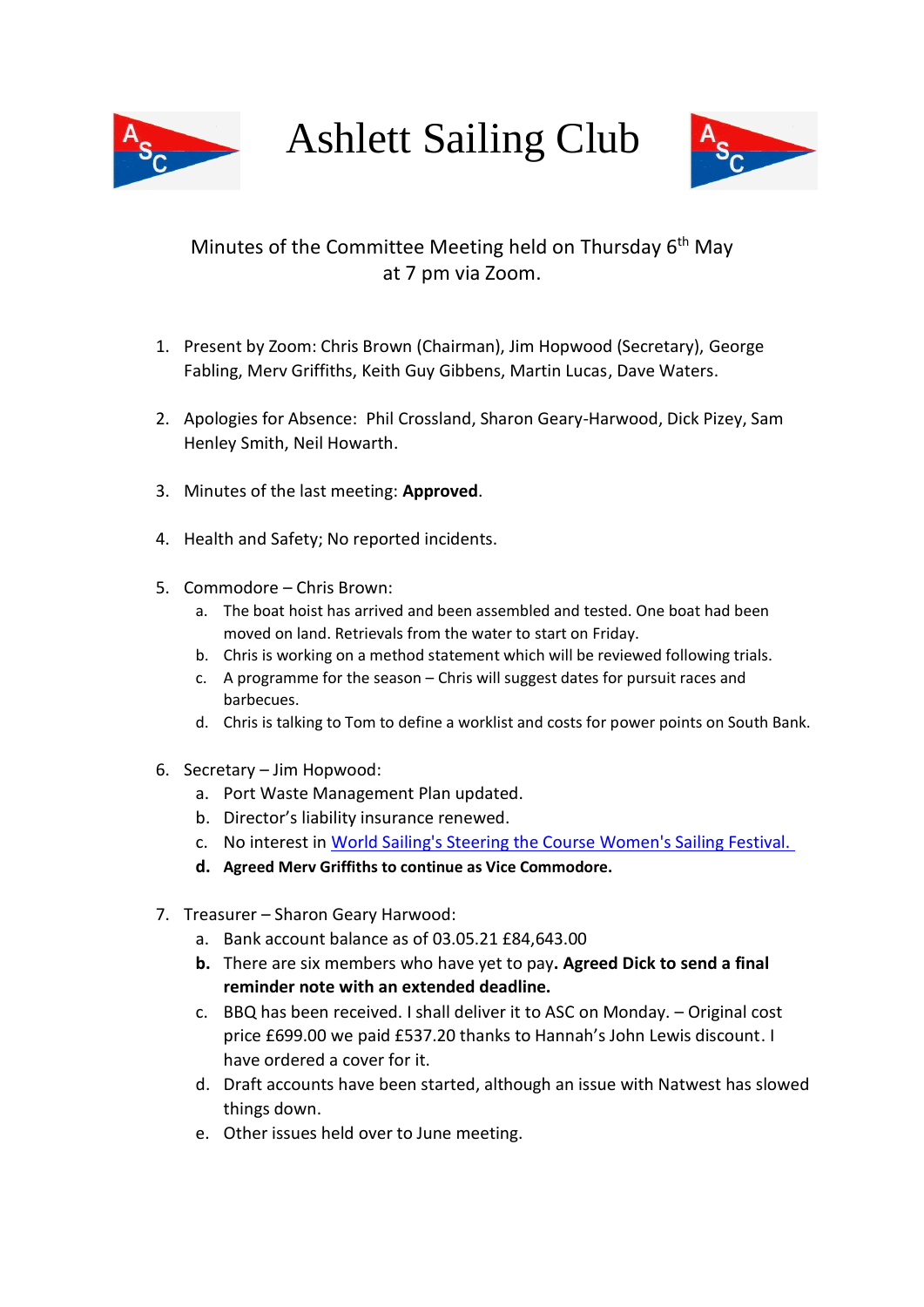# Ashlett Sailing Club

Minutes of the Committee Meeting held on Thursday 6th May at 7 pm via Zoom.

1. Present by Zoom: Chris Brown (Chairman), Jim Hopwood (Secretary), George Fabling, Merv Griffiths, Keith Guy Gibbens, Martin Lucas, Dave Waters.

2. Apologies for Absence: Phil Crossland, Sharon Geary-Harwood, Dick Pizey, Sam Henley Smith, Neil Howarth.

3. Minutes of the last meeting: **Approved**.

4. Health and Safety; No reported incidents.

5. Commodore – Chris Brown:
   a. The boat hoist has arrived and been assembled and tested. One boat had been moved on land. Retrievals from the water to start on Friday.
   b. Chris is working on a method statement which will be reviewed following trials.
   c. A programme for the season – Chris will suggest dates for pursuit races and barbecues.
   d. Chris is talking to Tom to define a worklist and costs for power points on South Bank.

6. Secretary – Jim Hopwood:
   a. Port Waste Management Plan updated.
   b. Director's liability insurance renewed.
   c. No interest in World Sailing's Steering the Course Women's Sailing Festival.
   d. **Agreed Merv Griffiths to continue as Vice Commodore.**

7. Treasurer – Sharon Geary Harwood:
   a. Bank account balance as of 03.05.21 £84,643.00
   b. There are six members who have yet to pay**. Agreed Dick to send a final reminder note with an extended deadline.**
   c. BBQ has been received. I shall deliver it to ASC on Monday. – Original cost price £699.00 we paid £537.20 thanks to Hannah's John Lewis discount. I have ordered a cover for it.
   d. Draft accounts have been started, although an issue with Natwest has slowed things down.
   e. Other issues held over to June meeting.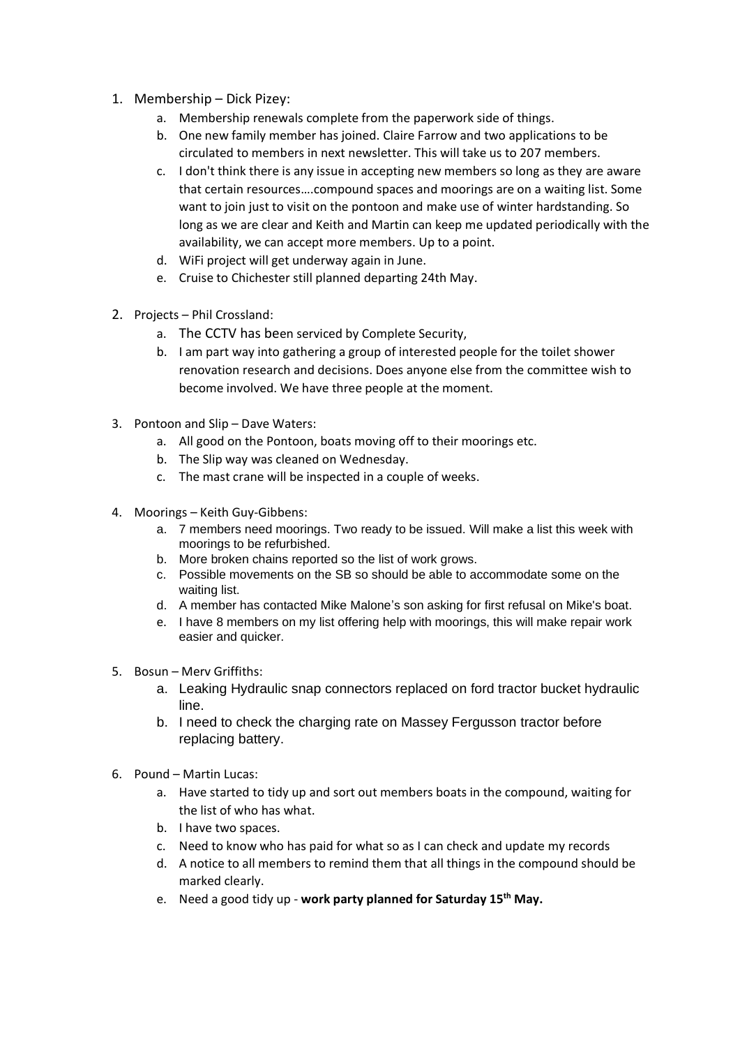1. Membership – Dick Pizey:
    a. Membership renewals complete from the paperwork side of things.
    b. One new family member has joined. Claire Farrow and two applications to be circulated to members in next newsletter. This will take us to 207 members.
    c. I don't think there is any issue in accepting new members so long as they are aware that certain resources….compound spaces and moorings are on a waiting list. Some want to join just to visit on the pontoon and make use of winter hardstanding. So long as we are clear and Keith and Martin can keep me updated periodically with the availability, we can accept more members. Up to a point.
    d. WiFi project will get underway again in June.
    e. Cruise to Chichester still planned departing 24th May.

2. Projects – Phil Crossland:
    a. The CCTV has been serviced by Complete Security,
    b. I am part way into gathering a group of interested people for the toilet shower renovation research and decisions. Does anyone else from the committee wish to become involved. We have three people at the moment.

3. Pontoon and Slip – Dave Waters:
    a. All good on the Pontoon, boats moving off to their moorings etc.
    b. The Slip way was cleaned on Wednesday.
    c. The mast crane will be inspected in a couple of weeks.

4. Moorings – Keith Guy-Gibbens:
    a. 7 members need moorings. Two ready to be issued. Will make a list this week with moorings to be refurbished.
    b. More broken chains reported so the list of work grows.
    c. Possible movements on the SB so should be able to accommodate some on the waiting list.
    d. A member has contacted Mike Malone's son asking for first refusal on Mike's boat.
    e. I have 8 members on my list offering help with moorings, this will make repair work easier and quicker.

5. Bosun – Merv Griffiths:
    a. Leaking Hydraulic snap connectors replaced on ford tractor bucket hydraulic line.
    b. I need to check the charging rate on Massey Fergusson tractor before replacing battery.

6. Pound – Martin Lucas:
    a. Have started to tidy up and sort out members boats in the compound, waiting for the list of who has what.
    b. I have two spaces.
    c. Need to know who has paid for what so as I can check and update my records
    d. A notice to all members to remind them that all things in the compound should be marked clearly.
    e. Need a good tidy up - **work party planned for Saturday 15th May.**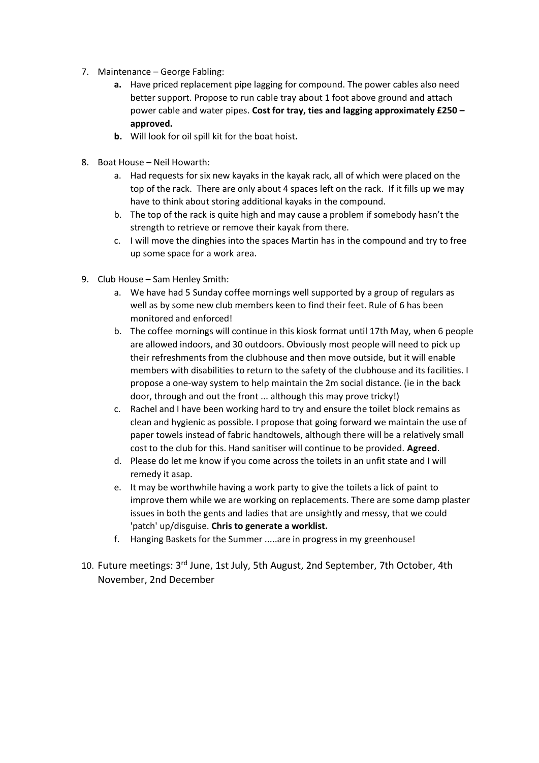7. Maintenance – George Fabling:
    **a.** Have priced replacement pipe lagging for compound. The power cables also need better support. Propose to run cable tray about 1 foot above ground and attach power cable and water pipes. **Cost for tray, ties and lagging approximately £250 – approved.**

    **b.** Will look for oil spill kit for the boat hoist**.**

8. Boat House – Neil Howarth:
    a. Had requests for six new kayaks in the kayak rack, all of which were placed on the top of the rack. There are only about 4 spaces left on the rack. If it fills up we may have to think about storing additional kayaks in the compound.
    b. The top of the rack is quite high and may cause a problem if somebody hasn't the strength to retrieve or remove their kayak from there.
    c. I will move the dinghies into the spaces Martin has in the compound and try to free up some space for a work area.

9. Club House – Sam Henley Smith:
    a. We have had 5 Sunday coffee mornings well supported by a group of regulars as well as by some new club members keen to find their feet. Rule of 6 has been monitored and enforced!
    b. The coffee mornings will continue in this kiosk format until 17th May, when 6 people are allowed indoors, and 30 outdoors. Obviously most people will need to pick up their refreshments from the clubhouse and then move outside, but it will enable members with disabilities to return to the safety of the clubhouse and its facilities. I propose a one-way system to help maintain the 2m social distance. (ie in the back door, through and out the front ... although this may prove tricky!)
    c. Rachel and I have been working hard to try and ensure the toilet block remains as clean and hygienic as possible. I propose that going forward we maintain the use of paper towels instead of fabric handtowels, although there will be a relatively small cost to the club for this. Hand sanitiser will continue to be provided. **Agreed**.
    d. Please do let me know if you come across the toilets in an unfit state and I will remedy it asap.
    e. It may be worthwhile having a work party to give the toilets a lick of paint to improve them while we are working on replacements. There are some damp plaster issues in both the gents and ladies that are unsightly and messy, that we could 'patch' up/disguise. **Chris to generate a worklist.**
    f. Hanging Baskets for the Summer .....are in progress in my greenhouse!

10. Future meetings: 3rd June, 1st July, 5th August, 2nd September, 7th October, 4th November, 2nd December